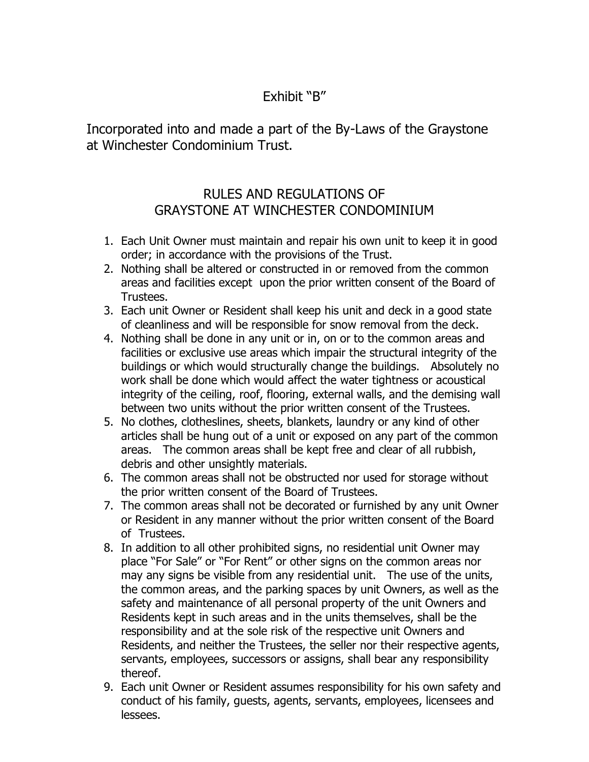Exhibit "B"

Incorporated into and made a part of the By-Laws of the Graystone at Winchester Condominium Trust.

# RULES AND REGULATIONS OF GRAYSTONE AT WINCHESTER CONDOMINIUM

1. Each Unit Owner must maintain and repair his own unit to keep it in good order; in accordance with the provisions of the Trust.
2. Nothing shall be altered or constructed in or removed from the common areas and facilities except upon the prior written consent of the Board of Trustees.
3. Each unit Owner or Resident shall keep his unit and deck in a good state of cleanliness and will be responsible for snow removal from the deck.
4. Nothing shall be done in any unit or in, on or to the common areas and facilities or exclusive use areas which impair the structural integrity of the buildings or which would structurally change the buildings. Absolutely no work shall be done which would affect the water tightness or acoustical integrity of the ceiling, roof, flooring, external walls, and the demising wall between two units without the prior written consent of the Trustees.
5. No clothes, clotheslines, sheets, blankets, laundry or any kind of other articles shall be hung out of a unit or exposed on any part of the common areas. The common areas shall be kept free and clear of all rubbish, debris and other unsightly materials.
6. The common areas shall not be obstructed nor used for storage without the prior written consent of the Board of Trustees.
7. The common areas shall not be decorated or furnished by any unit Owner or Resident in any manner without the prior written consent of the Board of Trustees.
8. In addition to all other prohibited signs, no residential unit Owner may place "For Sale" or "For Rent" or other signs on the common areas nor may any signs be visible from any residential unit. The use of the units, the common areas, and the parking spaces by unit Owners, as well as the safety and maintenance of all personal property of the unit Owners and Residents kept in such areas and in the units themselves, shall be the responsibility and at the sole risk of the respective unit Owners and Residents, and neither the Trustees, the seller nor their respective agents, servants, employees, successors or assigns, shall bear any responsibility thereof.
9. Each unit Owner or Resident assumes responsibility for his own safety and conduct of his family, guests, agents, servants, employees, licensees and lessees.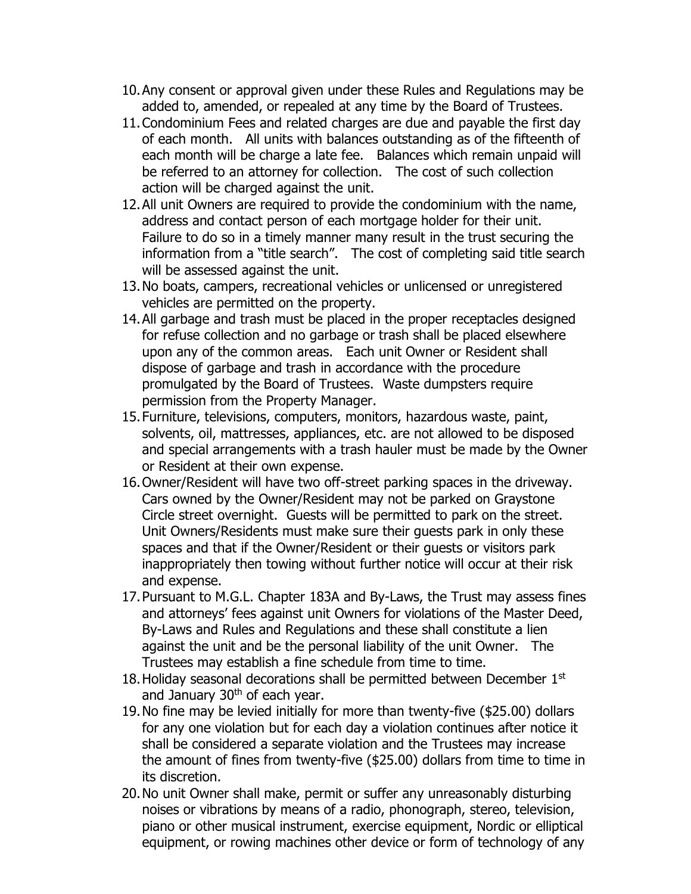10. Any consent or approval given under these Rules and Regulations may be added to, amended, or repealed at any time by the Board of Trustees.
11. Condominium Fees and related charges are due and payable the first day of each month. All units with balances outstanding as of the fifteenth of each month will be charge a late fee. Balances which remain unpaid will be referred to an attorney for collection. The cost of such collection action will be charged against the unit.
12. All unit Owners are required to provide the condominium with the name, address and contact person of each mortgage holder for their unit. Failure to do so in a timely manner many result in the trust securing the information from a "title search". The cost of completing said title search will be assessed against the unit.
13. No boats, campers, recreational vehicles or unlicensed or unregistered vehicles are permitted on the property.
14. All garbage and trash must be placed in the proper receptacles designed for refuse collection and no garbage or trash shall be placed elsewhere upon any of the common areas. Each unit Owner or Resident shall dispose of garbage and trash in accordance with the procedure promulgated by the Board of Trustees. Waste dumpsters require permission from the Property Manager.
15. Furniture, televisions, computers, monitors, hazardous waste, paint, solvents, oil, mattresses, appliances, etc. are not allowed to be disposed and special arrangements with a trash hauler must be made by the Owner or Resident at their own expense.
16. Owner/Resident will have two off-street parking spaces in the driveway. Cars owned by the Owner/Resident may not be parked on Graystone Circle street overnight. Guests will be permitted to park on the street. Unit Owners/Residents must make sure their guests park in only these spaces and that if the Owner/Resident or their guests or visitors park inappropriately then towing without further notice will occur at their risk and expense.
17. Pursuant to M.G.L. Chapter 183A and By-Laws, the Trust may assess fines and attorneys' fees against unit Owners for violations of the Master Deed, By-Laws and Rules and Regulations and these shall constitute a lien against the unit and be the personal liability of the unit Owner. The Trustees may establish a fine schedule from time to time.
18. Holiday seasonal decorations shall be permitted between December 1st and January 30th of each year.
19. No fine may be levied initially for more than twenty-five ($25.00) dollars for any one violation but for each day a violation continues after notice it shall be considered a separate violation and the Trustees may increase the amount of fines from twenty-five ($25.00) dollars from time to time in its discretion.
20. No unit Owner shall make, permit or suffer any unreasonably disturbing noises or vibrations by means of a radio, phonograph, stereo, television, piano or other musical instrument, exercise equipment, Nordic or elliptical equipment, or rowing machines other device or form of technology of any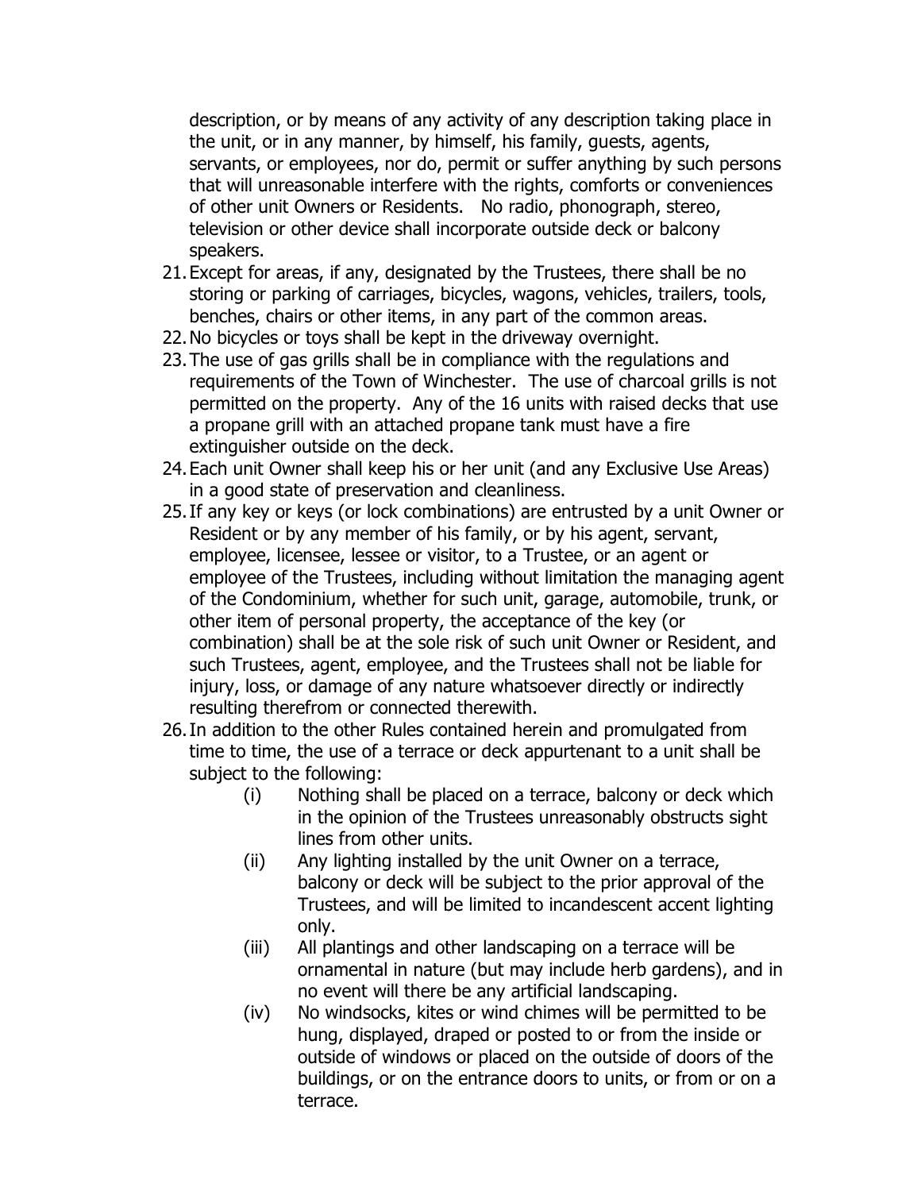description, or by means of any activity of any description taking place in the unit, or in any manner, by himself, his family, guests, agents, servants, or employees, nor do, permit or suffer anything by such persons that will unreasonable interfere with the rights, comforts or conveniences of other unit Owners or Residents. No radio, phonograph, stereo, television or other device shall incorporate outside deck or balcony speakers.

21. Except for areas, if any, designated by the Trustees, there shall be no storing or parking of carriages, bicycles, wagons, vehicles, trailers, tools, benches, chairs or other items, in any part of the common areas.
22. No bicycles or toys shall be kept in the driveway overnight.
23. The use of gas grills shall be in compliance with the regulations and requirements of the Town of Winchester. The use of charcoal grills is not permitted on the property. Any of the 16 units with raised decks that use a propane grill with an attached propane tank must have a fire extinguisher outside on the deck.
24. Each unit Owner shall keep his or her unit (and any Exclusive Use Areas) in a good state of preservation and cleanliness.
25. If any key or keys (or lock combinations) are entrusted by a unit Owner or Resident or by any member of his family, or by his agent, servant, employee, licensee, lessee or visitor, to a Trustee, or an agent or employee of the Trustees, including without limitation the managing agent of the Condominium, whether for such unit, garage, automobile, trunk, or other item of personal property, the acceptance of the key (or combination) shall be at the sole risk of such unit Owner or Resident, and such Trustees, agent, employee, and the Trustees shall not be liable for injury, loss, or damage of any nature whatsoever directly or indirectly resulting therefrom or connected therewith.
26. In addition to the other Rules contained herein and promulgated from time to time, the use of a terrace or deck appurtenant to a unit shall be subject to the following:
    - (i) Nothing shall be placed on a terrace, balcony or deck which in the opinion of the Trustees unreasonably obstructs sight lines from other units.
    - (ii) Any lighting installed by the unit Owner on a terrace, balcony or deck will be subject to the prior approval of the Trustees, and will be limited to incandescent accent lighting only.
    - (iii) All plantings and other landscaping on a terrace will be ornamental in nature (but may include herb gardens), and in no event will there be any artificial landscaping.
    - (iv) No windsocks, kites or wind chimes will be permitted to be hung, displayed, draped or posted to or from the inside or outside of windows or placed on the outside of doors of the buildings, or on the entrance doors to units, or from or on a terrace.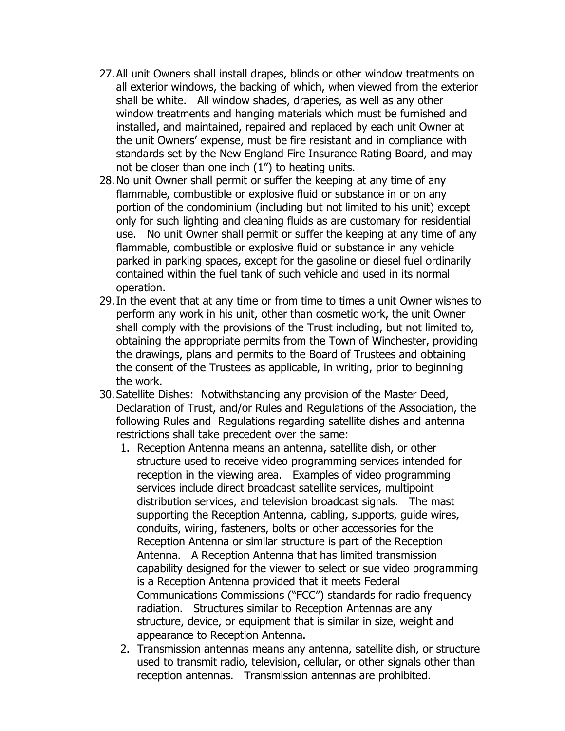27. All unit Owners shall install drapes, blinds or other window treatments on all exterior windows, the backing of which, when viewed from the exterior shall be white. All window shades, draperies, as well as any other window treatments and hanging materials which must be furnished and installed, and maintained, repaired and replaced by each unit Owner at the unit Owners' expense, must be fire resistant and in compliance with standards set by the New England Fire Insurance Rating Board, and may not be closer than one inch (1") to heating units.
28. No unit Owner shall permit or suffer the keeping at any time of any flammable, combustible or explosive fluid or substance in or on any portion of the condominium (including but not limited to his unit) except only for such lighting and cleaning fluids as are customary for residential use. No unit Owner shall permit or suffer the keeping at any time of any flammable, combustible or explosive fluid or substance in any vehicle parked in parking spaces, except for the gasoline or diesel fuel ordinarily contained within the fuel tank of such vehicle and used in its normal operation.
29. In the event that at any time or from time to times a unit Owner wishes to perform any work in his unit, other than cosmetic work, the unit Owner shall comply with the provisions of the Trust including, but not limited to, obtaining the appropriate permits from the Town of Winchester, providing the drawings, plans and permits to the Board of Trustees and obtaining the consent of the Trustees as applicable, in writing, prior to beginning the work.
30. Satellite Dishes: Notwithstanding any provision of the Master Deed, Declaration of Trust, and/or Rules and Regulations of the Association, the following Rules and Regulations regarding satellite dishes and antenna restrictions shall take precedent over the same:
    1. Reception Antenna means an antenna, satellite dish, or other structure used to receive video programming services intended for reception in the viewing area. Examples of video programming services include direct broadcast satellite services, multipoint distribution services, and television broadcast signals. The mast supporting the Reception Antenna, cabling, supports, guide wires, conduits, wiring, fasteners, bolts or other accessories for the Reception Antenna or similar structure is part of the Reception Antenna. A Reception Antenna that has limited transmission capability designed for the viewer to select or sue video programming is a Reception Antenna provided that it meets Federal Communications Commissions ("FCC") standards for radio frequency radiation. Structures similar to Reception Antennas are any structure, device, or equipment that is similar in size, weight and appearance to Reception Antenna.
    2. Transmission antennas means any antenna, satellite dish, or structure used to transmit radio, television, cellular, or other signals other than reception antennas. Transmission antennas are prohibited.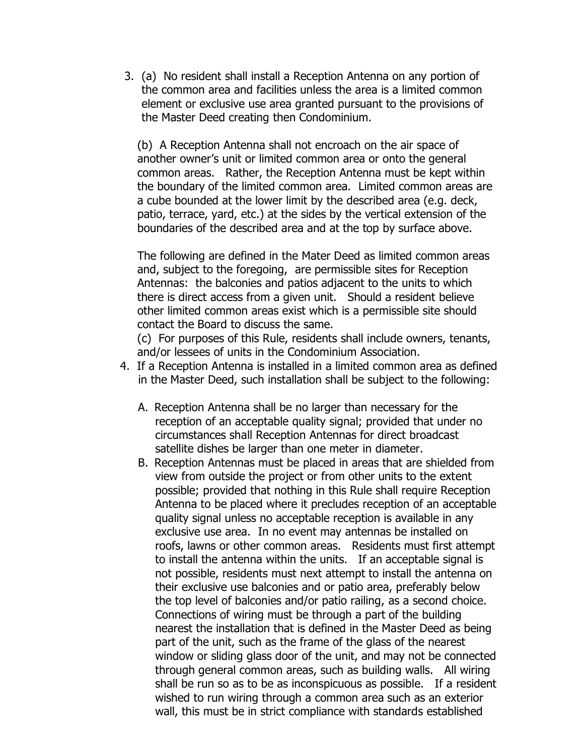3. (a) No resident shall install a Reception Antenna on any portion of the common area and facilities unless the area is a limited common element or exclusive use area granted pursuant to the provisions of the Master Deed creating then Condominium.

   (b) A Reception Antenna shall not encroach on the air space of another owner's unit or limited common area or onto the general common areas. Rather, the Reception Antenna must be kept within the boundary of the limited common area. Limited common areas are a cube bounded at the lower limit by the described area (e.g. deck, patio, terrace, yard, etc.) at the sides by the vertical extension of the boundaries of the described area and at the top by surface above.

   The following are defined in the Mater Deed as limited common areas and, subject to the foregoing, are permissible sites for Reception Antennas: the balconies and patios adjacent to the units to which there is direct access from a given unit. Should a resident believe other limited common areas exist which is a permissible site should contact the Board to discuss the same.

   (c) For purposes of this Rule, residents shall include owners, tenants, and/or lessees of units in the Condominium Association.

4. If a Reception Antenna is installed in a limited common area as defined in the Master Deed, such installation shall be subject to the following:

   A. Reception Antenna shall be no larger than necessary for the reception of an acceptable quality signal; provided that under no circumstances shall Reception Antennas for direct broadcast satellite dishes be larger than one meter in diameter.

   B. Reception Antennas must be placed in areas that are shielded from view from outside the project or from other units to the extent possible; provided that nothing in this Rule shall require Reception Antenna to be placed where it precludes reception of an acceptable quality signal unless no acceptable reception is available in any exclusive use area. In no event may antennas be installed on roofs, lawns or other common areas. Residents must first attempt to install the antenna within the units. If an acceptable signal is not possible, residents must next attempt to install the antenna on their exclusive use balconies and or patio area, preferably below the top level of balconies and/or patio railing, as a second choice. Connections of wiring must be through a part of the building nearest the installation that is defined in the Master Deed as being part of the unit, such as the frame of the glass of the nearest window or sliding glass door of the unit, and may not be connected through general common areas, such as building walls. All wiring shall be run so as to be as inconspicuous as possible. If a resident wished to run wiring through a common area such as an exterior wall, this must be in strict compliance with standards established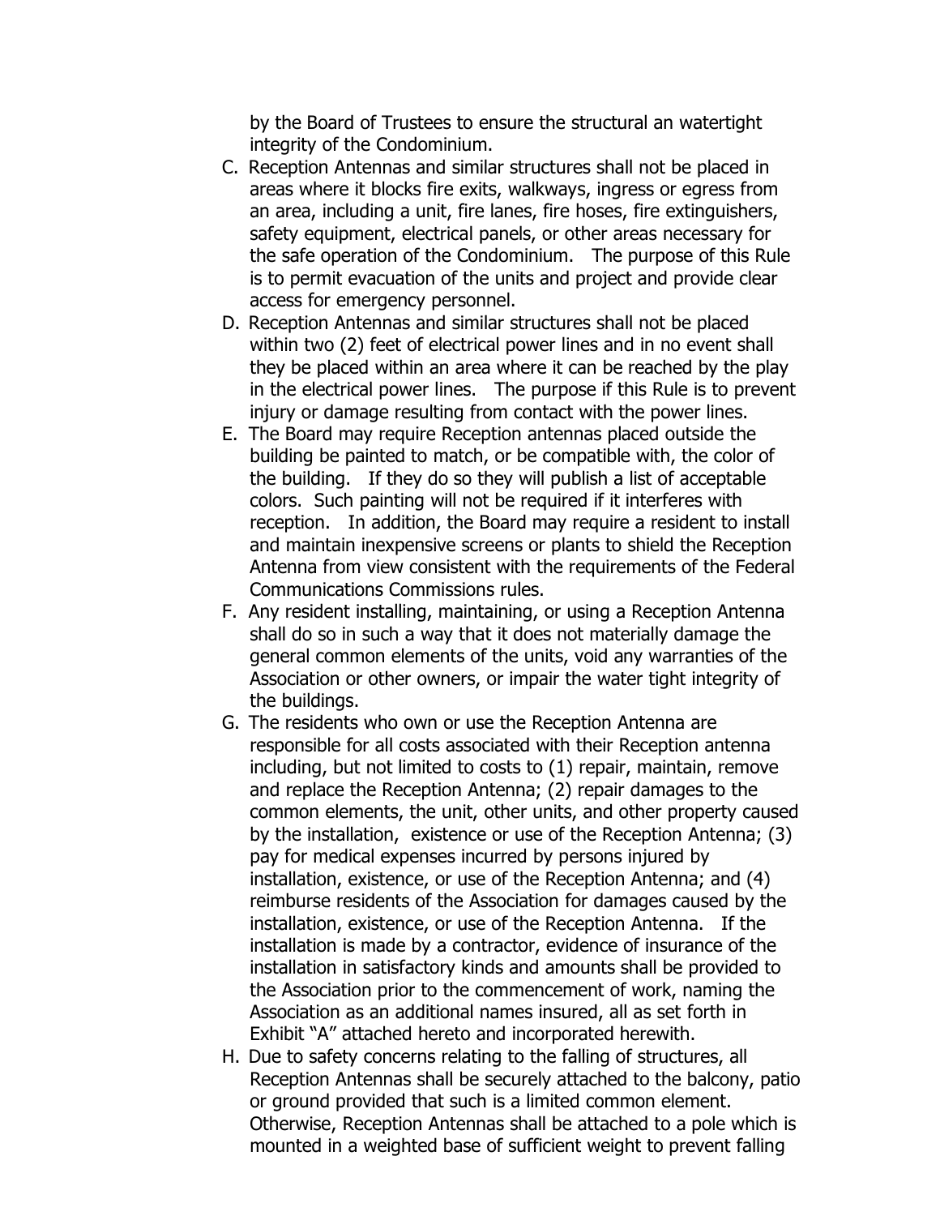by the Board of Trustees to ensure the structural an watertight integrity of the Condominium.

C. Reception Antennas and similar structures shall not be placed in areas where it blocks fire exits, walkways, ingress or egress from an area, including a unit, fire lanes, fire hoses, fire extinguishers, safety equipment, electrical panels, or other areas necessary for the safe operation of the Condominium. The purpose of this Rule is to permit evacuation of the units and project and provide clear access for emergency personnel.

D. Reception Antennas and similar structures shall not be placed within two (2) feet of electrical power lines and in no event shall they be placed within an area where it can be reached by the play in the electrical power lines. The purpose if this Rule is to prevent injury or damage resulting from contact with the power lines.

E. The Board may require Reception antennas placed outside the building be painted to match, or be compatible with, the color of the building. If they do so they will publish a list of acceptable colors. Such painting will not be required if it interferes with reception. In addition, the Board may require a resident to install and maintain inexpensive screens or plants to shield the Reception Antenna from view consistent with the requirements of the Federal Communications Commissions rules.

F. Any resident installing, maintaining, or using a Reception Antenna shall do so in such a way that it does not materially damage the general common elements of the units, void any warranties of the Association or other owners, or impair the water tight integrity of the buildings.

G. The residents who own or use the Reception Antenna are responsible for all costs associated with their Reception antenna including, but not limited to costs to (1) repair, maintain, remove and replace the Reception Antenna; (2) repair damages to the common elements, the unit, other units, and other property caused by the installation, existence or use of the Reception Antenna; (3) pay for medical expenses incurred by persons injured by installation, existence, or use of the Reception Antenna; and (4) reimburse residents of the Association for damages caused by the installation, existence, or use of the Reception Antenna. If the installation is made by a contractor, evidence of insurance of the installation in satisfactory kinds and amounts shall be provided to the Association prior to the commencement of work, naming the Association as an additional names insured, all as set forth in Exhibit "A" attached hereto and incorporated herewith.

H. Due to safety concerns relating to the falling of structures, all Reception Antennas shall be securely attached to the balcony, patio or ground provided that such is a limited common element. Otherwise, Reception Antennas shall be attached to a pole which is mounted in a weighted base of sufficient weight to prevent falling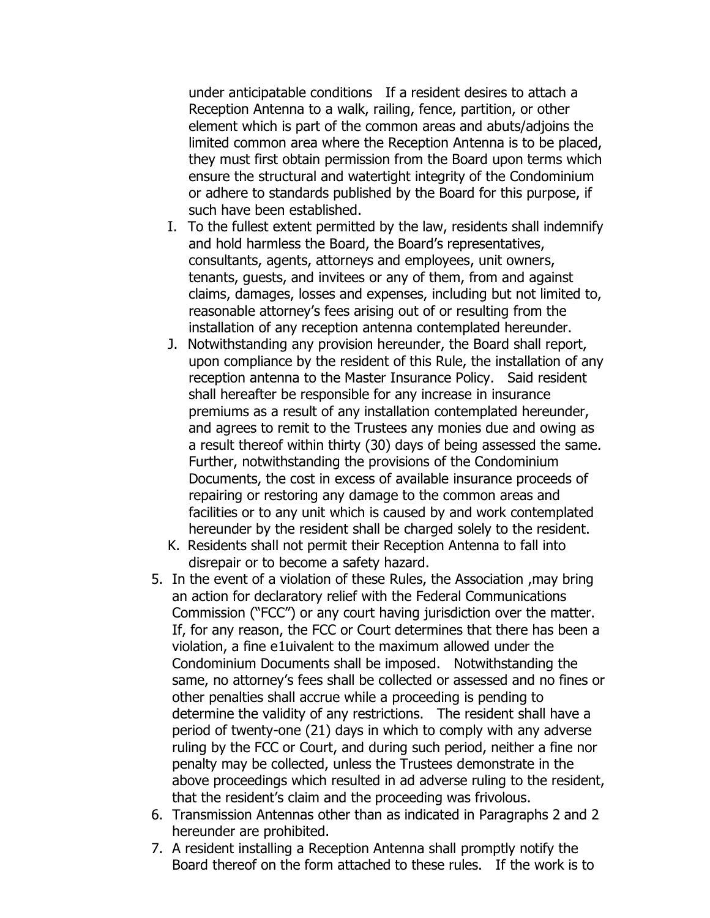under anticipatable conditions  If a resident desires to attach a Reception Antenna to a walk, railing, fence, partition, or other element which is part of the common areas and abuts/adjoins the limited common area where the Reception Antenna is to be placed, they must first obtain permission from the Board upon terms which ensure the structural and watertight integrity of the Condominium or adhere to standards published by the Board for this purpose, if such have been established.

I. To the fullest extent permitted by the law, residents shall indemnify and hold harmless the Board, the Board's representatives, consultants, agents, attorneys and employees, unit owners, tenants, guests, and invitees or any of them, from and against claims, damages, losses and expenses, including but not limited to, reasonable attorney's fees arising out of or resulting from the installation of any reception antenna contemplated hereunder.

J. Notwithstanding any provision hereunder, the Board shall report, upon compliance by the resident of this Rule, the installation of any reception antenna to the Master Insurance Policy.  Said resident shall hereafter be responsible for any increase in insurance premiums as a result of any installation contemplated hereunder, and agrees to remit to the Trustees any monies due and owing as a result thereof within thirty (30) days of being assessed the same. Further, notwithstanding the provisions of the Condominium Documents, the cost in excess of available insurance proceeds of repairing or restoring any damage to the common areas and facilities or to any unit which is caused by and work contemplated hereunder by the resident shall be charged solely to the resident.

K. Residents shall not permit their Reception Antenna to fall into disrepair or to become a safety hazard.

5. In the event of a violation of these Rules, the Association ,may bring an action for declaratory relief with the Federal Communications Commission ("FCC") or any court having jurisdiction over the matter. If, for any reason, the FCC or Court determines that there has been a violation, a fine e1uivalent to the maximum allowed under the Condominium Documents shall be imposed.  Notwithstanding the same, no attorney's fees shall be collected or assessed and no fines or other penalties shall accrue while a proceeding is pending to determine the validity of any restrictions.  The resident shall have a period of twenty-one (21) days in which to comply with any adverse ruling by the FCC or Court, and during such period, neither a fine nor penalty may be collected, unless the Trustees demonstrate in the above proceedings which resulted in ad adverse ruling to the resident, that the resident's claim and the proceeding was frivolous.
6. Transmission Antennas other than as indicated in Paragraphs 2 and 2 hereunder are prohibited.
7. A resident installing a Reception Antenna shall promptly notify the Board thereof on the form attached to these rules.  If the work is to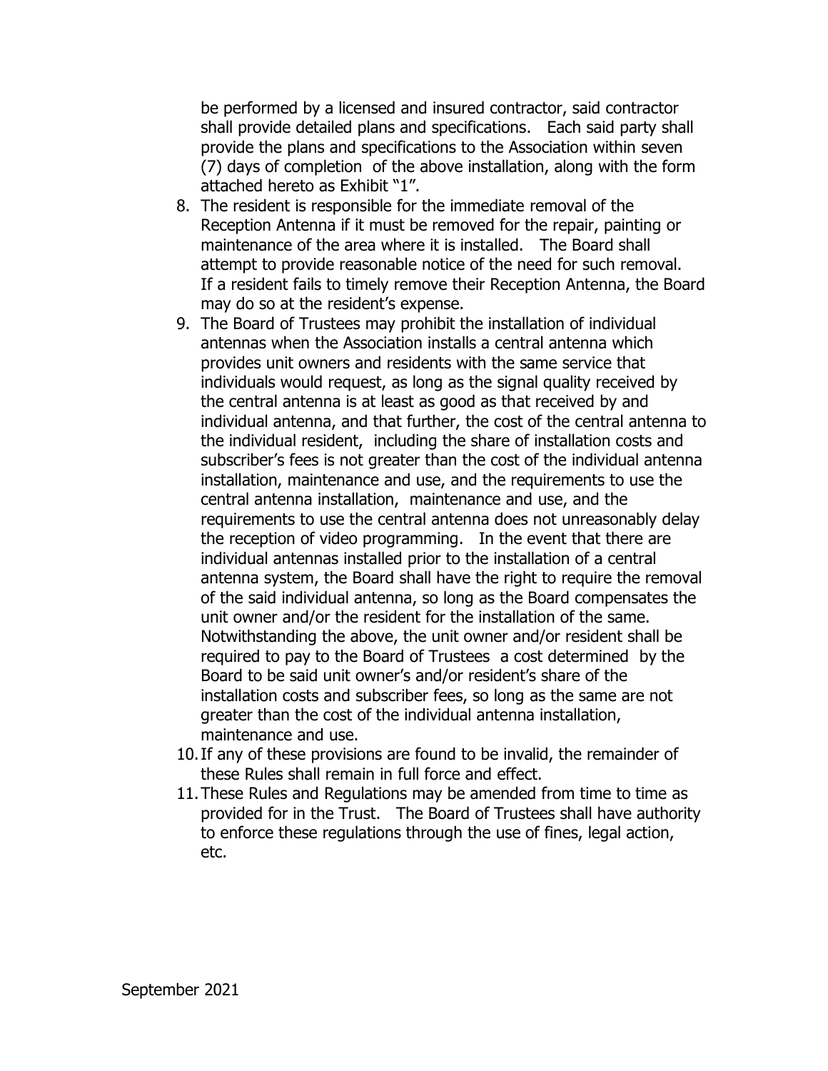be performed by a licensed and insured contractor, said contractor shall provide detailed plans and specifications. Each said party shall provide the plans and specifications to the Association within seven (7) days of completion of the above installation, along with the form attached hereto as Exhibit "1".

8. The resident is responsible for the immediate removal of the Reception Antenna if it must be removed for the repair, painting or maintenance of the area where it is installed. The Board shall attempt to provide reasonable notice of the need for such removal. If a resident fails to timely remove their Reception Antenna, the Board may do so at the resident's expense.
9. The Board of Trustees may prohibit the installation of individual antennas when the Association installs a central antenna which provides unit owners and residents with the same service that individuals would request, as long as the signal quality received by the central antenna is at least as good as that received by and individual antenna, and that further, the cost of the central antenna to the individual resident, including the share of installation costs and subscriber's fees is not greater than the cost of the individual antenna installation, maintenance and use, and the requirements to use the central antenna installation, maintenance and use, and the requirements to use the central antenna does not unreasonably delay the reception of video programming. In the event that there are individual antennas installed prior to the installation of a central antenna system, the Board shall have the right to require the removal of the said individual antenna, so long as the Board compensates the unit owner and/or the resident for the installation of the same. Notwithstanding the above, the unit owner and/or resident shall be required to pay to the Board of Trustees a cost determined by the Board to be said unit owner's and/or resident's share of the installation costs and subscriber fees, so long as the same are not greater than the cost of the individual antenna installation, maintenance and use.
10. If any of these provisions are found to be invalid, the remainder of these Rules shall remain in full force and effect.
11. These Rules and Regulations may be amended from time to time as provided for in the Trust. The Board of Trustees shall have authority to enforce these regulations through the use of fines, legal action, etc.

September 2021